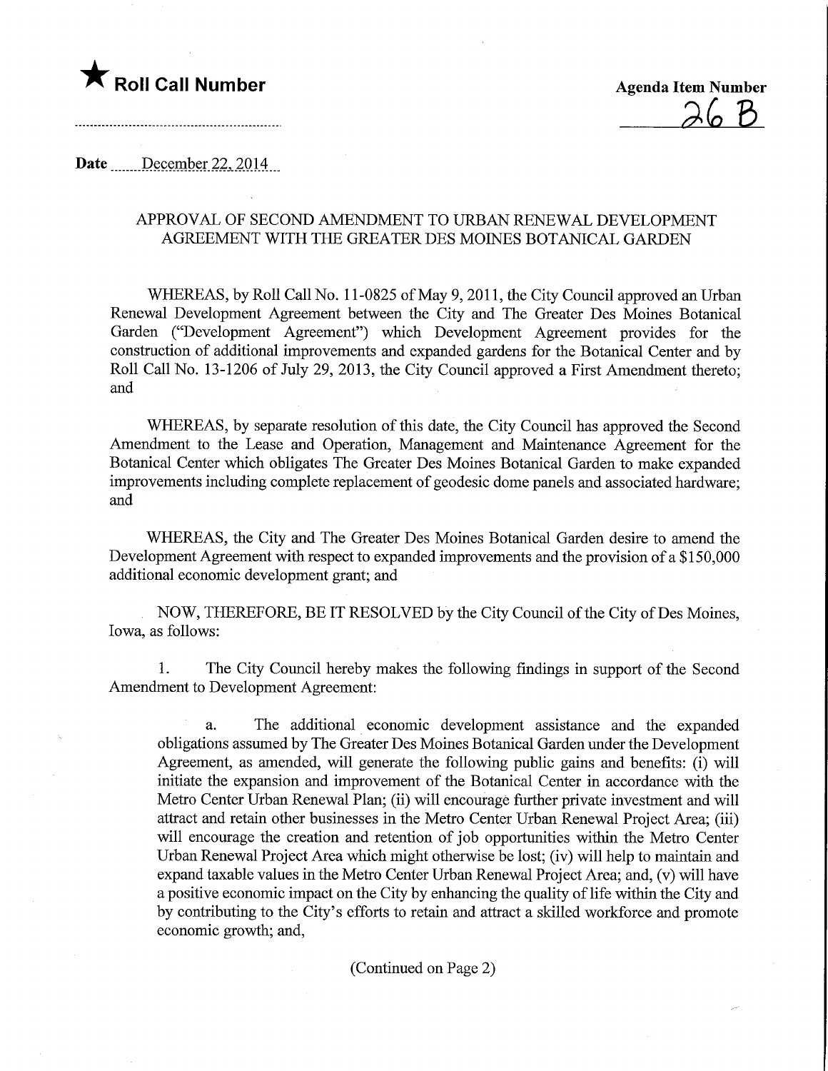★ **Roll Call Number**

**Agenda Item Number**
26 B

**Date** December 22, 2014

## APPROVAL OF SECOND AMENDMENT TO URBAN RENEWAL DEVELOPMENT AGREEMENT WITH THE GREATER DES MOINES BOTANICAL GARDEN

WHEREAS, by Roll Call No. 11-0825 of May 9, 2011, the City Council approved an Urban Renewal Development Agreement between the City and The Greater Des Moines Botanical Garden ("Development Agreement") which Development Agreement provides for the construction of additional improvements and expanded gardens for the Botanical Center and by Roll Call No. 13-1206 of July 29, 2013, the City Council approved a First Amendment thereto; and

WHEREAS, by separate resolution of this date, the City Council has approved the Second Amendment to the Lease and Operation, Management and Maintenance Agreement for the Botanical Center which obligates The Greater Des Moines Botanical Garden to make expanded improvements including complete replacement of geodesic dome panels and associated hardware; and

WHEREAS, the City and The Greater Des Moines Botanical Garden desire to amend the Development Agreement with respect to expanded improvements and the provision of a $150,000 additional economic development grant; and

NOW, THEREFORE, BE IT RESOLVED by the City Council of the City of Des Moines, Iowa, as follows:

1. The City Council hereby makes the following findings in support of the Second Amendment to Development Agreement:

   a. The additional economic development assistance and the expanded obligations assumed by The Greater Des Moines Botanical Garden under the Development Agreement, as amended, will generate the following public gains and benefits: (i) will initiate the expansion and improvement of the Botanical Center in accordance with the Metro Center Urban Renewal Plan; (ii) will encourage further private investment and will attract and retain other businesses in the Metro Center Urban Renewal Project Area; (iii) will encourage the creation and retention of job opportunities within the Metro Center Urban Renewal Project Area which might otherwise be lost; (iv) will help to maintain and expand taxable values in the Metro Center Urban Renewal Project Area; and, (v) will have a positive economic impact on the City by enhancing the quality of life within the City and by contributing to the City's efforts to retain and attract a skilled workforce and promote economic growth; and,

(Continued on Page 2)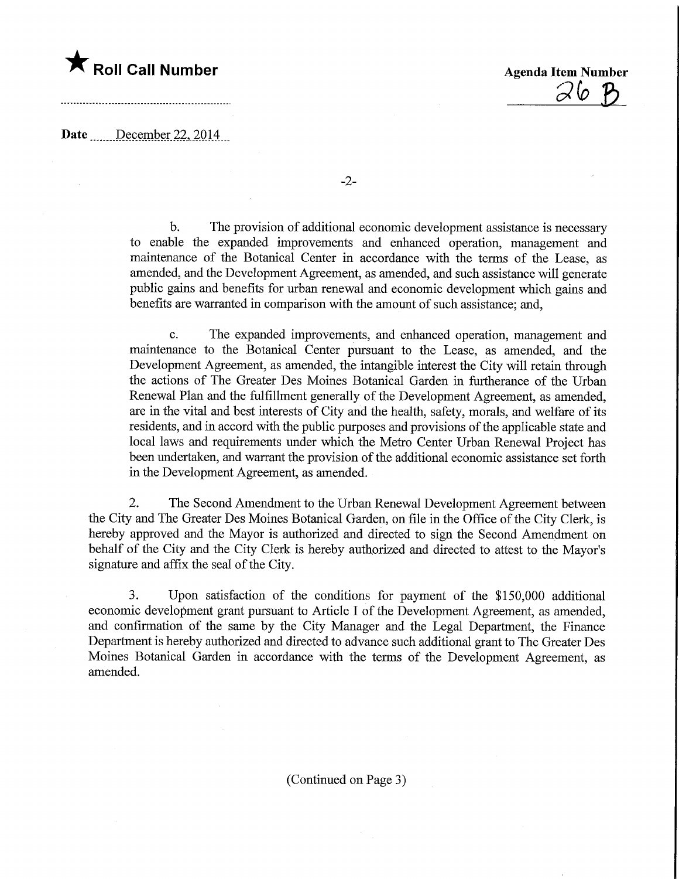★ **Roll Call Number**

**Agenda Item Number**
26 B

**Date** December 22, 2014

b. The provision of additional economic development assistance is necessary to enable the expanded improvements and enhanced operation, management and maintenance of the Botanical Center in accordance with the terms of the Lease, as amended, and the Development Agreement, as amended, and such assistance will generate public gains and benefits for urban renewal and economic development which gains and benefits are warranted in comparison with the amount of such assistance; and,

c. The expanded improvements, and enhanced operation, management and maintenance to the Botanical Center pursuant to the Lease, as amended, and the Development Agreement, as amended, the intangible interest the City will retain through the actions of The Greater Des Moines Botanical Garden in furtherance of the Urban Renewal Plan and the fulfillment generally of the Development Agreement, as amended, are in the vital and best interests of City and the health, safety, morals, and welfare of its residents, and in accord with the public purposes and provisions of the applicable state and local laws and requirements under which the Metro Center Urban Renewal Project has been undertaken, and warrant the provision of the additional economic assistance set forth in the Development Agreement, as amended.

2. The Second Amendment to the Urban Renewal Development Agreement between the City and The Greater Des Moines Botanical Garden, on file in the Office of the City Clerk, is hereby approved and the Mayor is authorized and directed to sign the Second Amendment on behalf of the City and the City Clerk is hereby authorized and directed to attest to the Mayor's signature and affix the seal of the City.

3. Upon satisfaction of the conditions for payment of the $150,000 additional economic development grant pursuant to Article I of the Development Agreement, as amended, and confirmation of the same by the City Manager and the Legal Department, the Finance Department is hereby authorized and directed to advance such additional grant to The Greater Des Moines Botanical Garden in accordance with the terms of the Development Agreement, as amended.

(Continued on Page 3)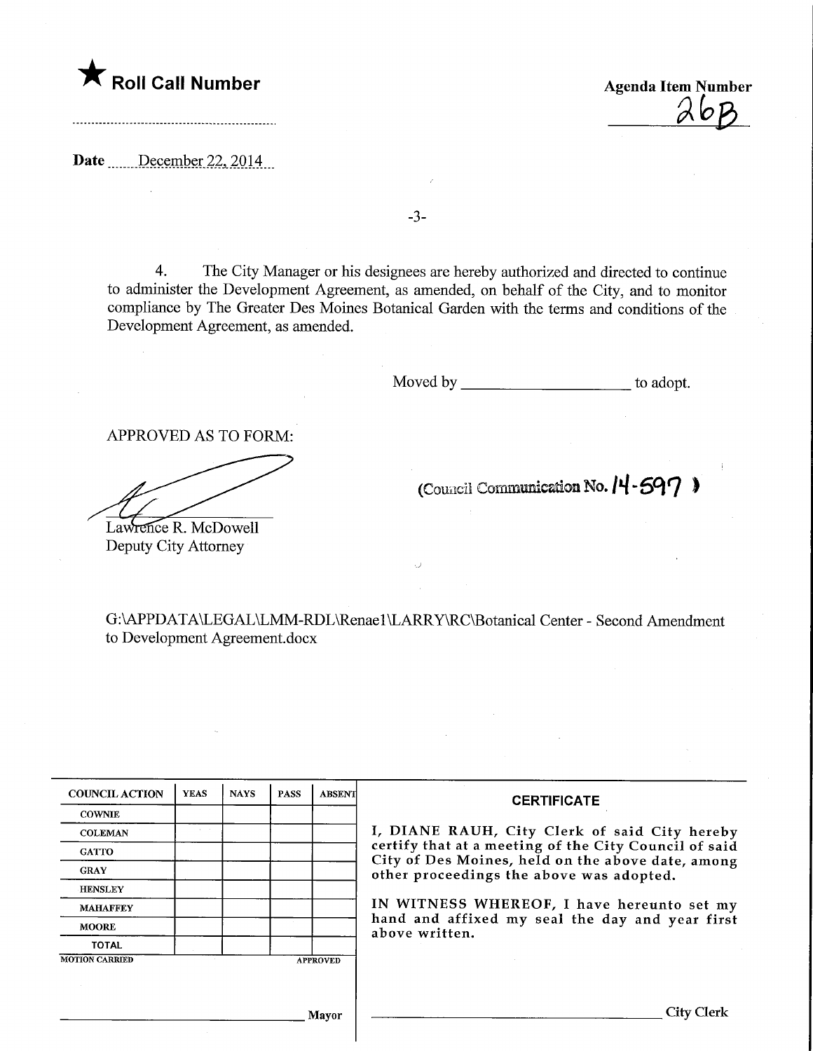★ **Roll Call Number**

**Agenda Item Number**
26B

**Date** December 22, 2014

4. The City Manager or his designees are hereby authorized and directed to continue to administer the Development Agreement, as amended, on behalf of the City, and to monitor compliance by The Greater Des Moines Botanical Garden with the terms and conditions of the Development Agreement, as amended.

Moved by ____________________ to adopt.

APPROVED AS TO FORM:

Lawrence R. McDowell
Deputy City Attorney

(Council Communication No. 14-597)

G:\APPDATA\LEGAL\LMM-RDL\Renae1\LARRY\RC\Botanical Center - Second Amendment to Development Agreement.docx

| COUNCIL ACTION | YEAS | NAYS | PASS | ABSENT |
|---|---|---|---|---|
| COWNIE | | | | |
| COLEMAN | | | | |
| GATTO | | | | |
| GRAY | | | | |
| HENSLEY | | | | |
| MAHAFFEY | | | | |
| MOORE | | | | |
| TOTAL | | | | |

MOTION CARRIED APPROVED

____________________ Mayor

**CERTIFICATE**

I, DIANE RAUH, City Clerk of said City hereby certify that at a meeting of the City Council of said City of Des Moines, held on the above date, among other proceedings the above was adopted.

IN WITNESS WHEREOF, I have hereunto set my hand and affixed my seal the day and year first above written.

____________________ City Clerk